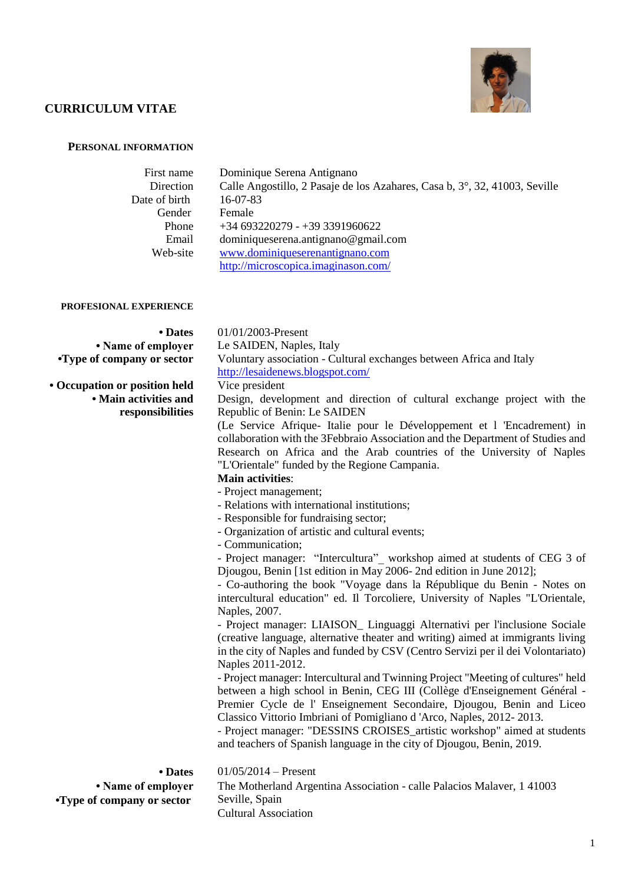# CURRICULUM VITAE

## PERSONAL INFORMATION

| | |
|---|---|
| First name | Dominique Serena Antignano |
| Direction | Calle Angostillo, 2 Pasaje de los Azahares, Casa b, 3°, 32, 41003, Seville |
| Date of birth | 16-07-83 |
| Gender | Female |
| Phone | +34 693220279 - +39 3391960622 |
| Email | dominiqueserena.antignano@gmail.com |
| Web-site | www.dominiqueserenantignano.com<br>http://microscopica.imaginason.com/ |

## PROFESIONAL EXPERIENCE

**• Dates**
01/01/2003-Present

**• Name of employer**
Le SAIDEN, Naples, Italy

**•Type of company or sector**
Voluntary association - Cultural exchanges between Africa and Italy
http://lesaidenews.blogspot.com/

**• Occupation or position held**
Vice president

**• Main activities and responsibilities**
Design, development and direction of cultural exchange project with the Republic of Benin: Le SAIDEN (Le Service Afrique- Italie pour le Développement et l 'Encadrement) in collaboration with the 3Febbraio Association and the Department of Studies and Research on Africa and the Arab countries of the University of Naples "L'Orientale" funded by the Regione Campania.

**Main activities**:

- Project management;
- Relations with international institutions;
- Responsible for fundraising sector;
- Organization of artistic and cultural events;
- Communication;
- Project manager: "Intercultura"_ workshop aimed at students of CEG 3 of Djougou, Benin [1st edition in May 2006- 2nd edition in June 2012];
- Co-authoring the book "Voyage dans la République du Benin - Notes on intercultural education" ed. Il Torcoliere, University of Naples "L'Orientale, Naples, 2007.
- Project manager: LIAISON_ Linguaggi Alternativi per l'inclusione Sociale (creative language, alternative theater and writing) aimed at immigrants living in the city of Naples and funded by CSV (Centro Servizi per il dei Volontariato) Naples 2011-2012.
- Project manager: Intercultural and Twinning Project "Meeting of cultures" held between a high school in Benin, CEG III (Collège d'Enseignement Général - Premier Cycle de l' Enseignement Secondaire, Djougou, Benin and Liceo Classico Vittorio Imbriani of Pomigliano d 'Arco, Naples, 2012- 2013.
- Project manager: "DESSINS CROISES_artistic workshop" aimed at students and teachers of Spanish language in the city of Djougou, Benin, 2019.

**• Dates**
01/05/2014 – Present

**• Name of employer**
The Motherland Argentina Association - calle Palacios Malaver, 1 41003 Seville, Spain

**•Type of company or sector**
Cultural Association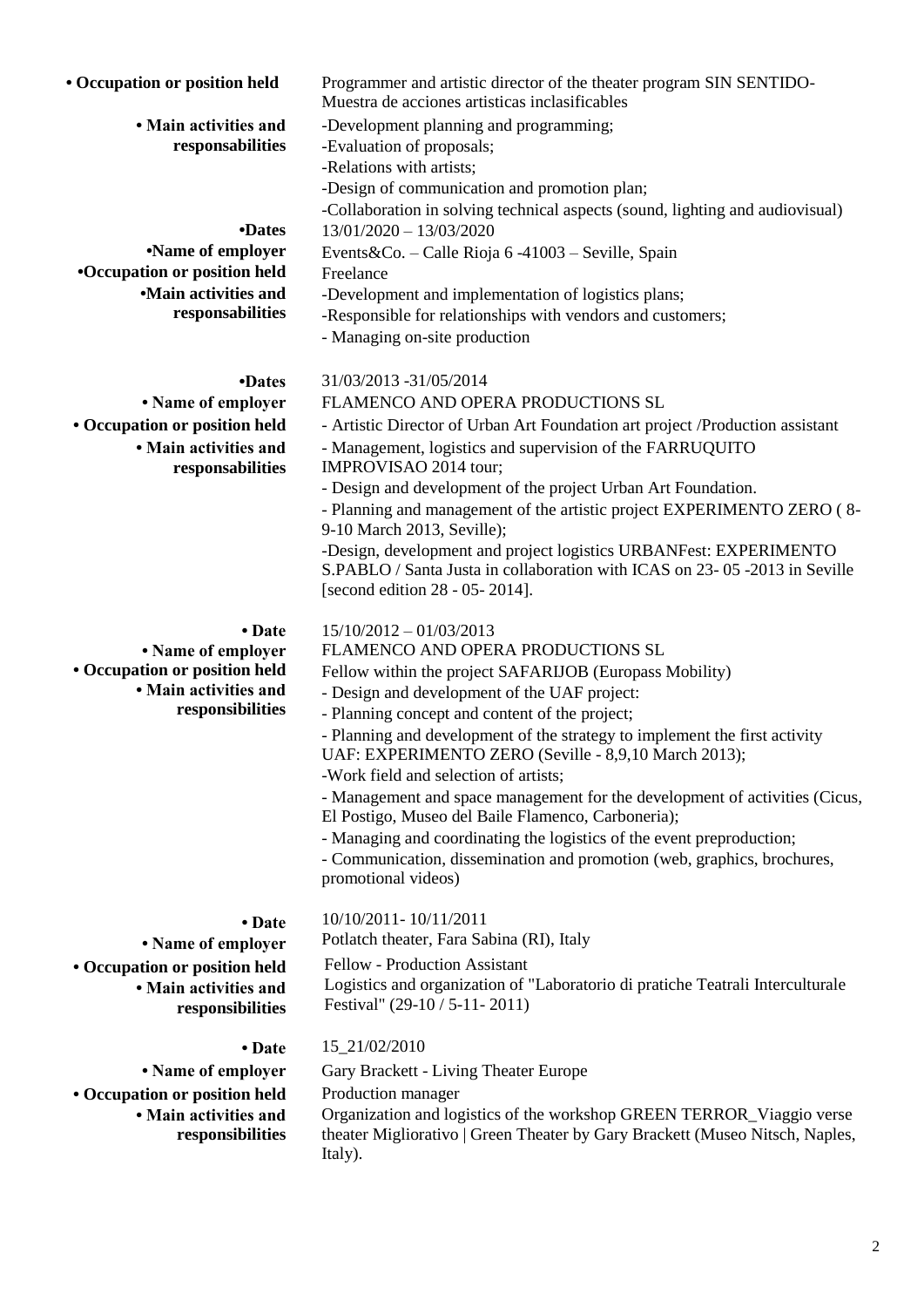- **Occupation or position held**: Programmer and artistic director of the theater program SIN SENTIDO-Muestra de acciones artisticas inclasificables
- **Main activities and responsabilities**:
  - -Development planning and programming;
  - -Evaluation of proposals;
  - -Relations with artists;
  - -Design of communication and promotion plan;
  - -Collaboration in solving technical aspects (sound, lighting and audiovisual)

- **Dates**: 13/01/2020 – 13/03/2020
- **Name of employer**: Events&Co. – Calle Rioja 6 -41003 – Seville, Spain
- **Occupation or position held**: Freelance
- **Main activities and responsabilities**:
  - -Development and implementation of logistics plans;
  - -Responsible for relationships with vendors and customers;
  - - Managing on-site production

- **Dates**: 31/03/2013 -31/05/2014
- **Name of employer**: FLAMENCO AND OPERA PRODUCTIONS SL
- **Occupation or position held**: - Artistic Director of Urban Art Foundation art project /Production assistant
- **Main activities and responsabilities**:
  - - Management, logistics and supervision of the FARRUQUITO IMPROVISAO 2014 tour;
  - - Design and development of the project Urban Art Foundation.
  - - Planning and management of the artistic project EXPERIMENTO ZERO ( 8-9-10 March 2013, Seville);
  - -Design, development and project logistics URBANFest: EXPERIMENTO S.PABLO / Santa Justa in collaboration with ICAS on 23- 05 -2013 in Seville [second edition 28 - 05- 2014].

- **Date**: 15/10/2012 – 01/03/2013
- **Name of employer**: FLAMENCO AND OPERA PRODUCTIONS SL
- **Occupation or position held**: Fellow within the project SAFARIJOB (Europass Mobility)
- **Main activities and responsabilities**:
  - - Design and development of the UAF project:
  - - Planning concept and content of the project;
  - - Planning and development of the strategy to implement the first activity UAF: EXPERIMENTO ZERO (Seville - 8,9,10 March 2013);
  - -Work field and selection of artists;
  - - Management and space management for the development of activities (Cicus, El Postigo, Museo del Baile Flamenco, Carboneria);
  - - Managing and coordinating the logistics of the event preproduction;
  - - Communication, dissemination and promotion (web, graphics, brochures, promotional videos)

- **Date**: 10/10/2011- 10/11/2011
- **Name of employer**: Potlatch theater, Fara Sabina (RI), Italy
- **Occupation or position held**: Fellow - Production Assistant
- **Main activities and responsabilities**: Logistics and organization of "Laboratorio di pratiche Teatrali Interculturale Festival" (29-10 / 5-11- 2011)

- **Date**: 15_21/02/2010
- **Name of employer**: Gary Brackett - Living Theater Europe
- **Occupation or position held**: Production manager
- **Main activities and responsabilities**: Organization and logistics of the workshop GREEN TERROR_Viaggio verse theater Migliorativo | Green Theater by Gary Brackett (Museo Nitsch, Naples, Italy).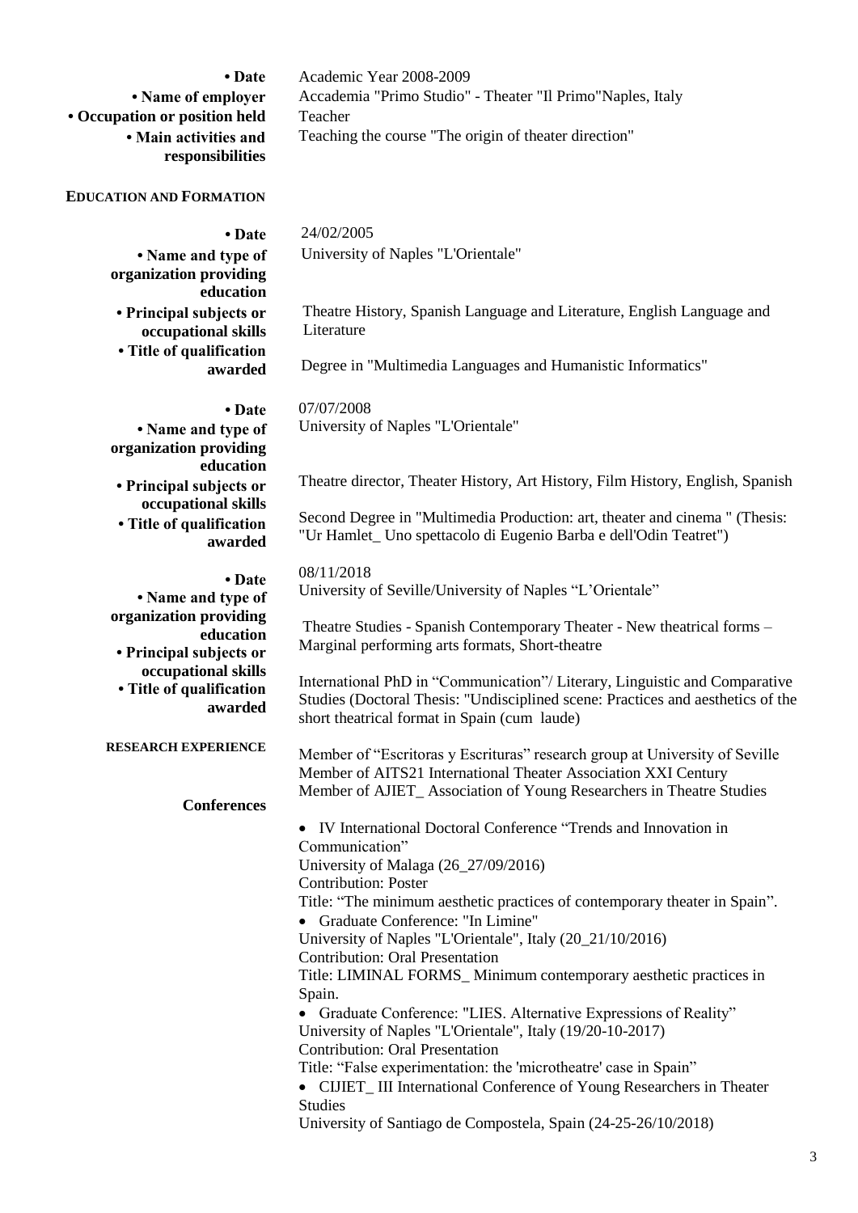| | |
|---|---|
| **• Date** | Academic Year 2008-2009 |
| **• Name of employer** | Accademia "Primo Studio" - Theater "Il Primo"Naples, Italy |
| **• Occupation or position held** | Teacher |
| **• Main activities and responsibilities** | Teaching the course "The origin of theater direction" |

**EDUCATION AND FORMATION**

| | |
|---|---|
| **• Date** | 24/02/2005 |
| **• Name and type of organization providing education** | University of Naples "L'Orientale" |
| **• Principal subjects or occupational skills** | Theatre History, Spanish Language and Literature, English Language and Literature |
| **• Title of qualification awarded** | Degree in "Multimedia Languages and Humanistic Informatics" |
| **• Date** | 07/07/2008 |
| **• Name and type of organization providing education** | University of Naples "L'Orientale" |
| **• Principal subjects or occupational skills** | Theatre director, Theater History, Art History, Film History, English, Spanish |
| **• Title of qualification awarded** | Second Degree in "Multimedia Production: art, theater and cinema " (Thesis: "Ur Hamlet_ Uno spettacolo di Eugenio Barba e dell'Odin Teatret") |
| **• Date** | 08/11/2018 |
| **• Name and type of organization providing education** | University of Seville/University of Naples "L'Orientale" |
| **• Principal subjects or occupational skills** | Theatre Studies - Spanish Contemporary Theater - New theatrical forms – Marginal performing arts formats, Short-theatre |
| **• Title of qualification awarded** | International PhD in "Communication"/ Literary, Linguistic and Comparative Studies (Doctoral Thesis: "Undisciplined scene: Practices and aesthetics of the short theatrical format in Spain (cum laude) |

**RESEARCH EXPERIENCE**

Member of "Escritoras y Escrituras" research group at University of Seville
Member of AITS21 International Theater Association XXI Century
Member of AJIET_ Association of Young Researchers in Theatre Studies

**Conferences**

- IV International Doctoral Conference "Trends and Innovation in Communication"
  University of Malaga (26_27/09/2016)
  Contribution: Poster
  Title: "The minimum aesthetic practices of contemporary theater in Spain".
- Graduate Conference: "In Limine"
  University of Naples "L'Orientale", Italy (20_21/10/2016)
  Contribution: Oral Presentation
  Title: LIMINAL FORMS_ Minimum contemporary aesthetic practices in Spain.
- Graduate Conference: "LIES. Alternative Expressions of Reality"
  University of Naples "L'Orientale", Italy (19/20-10-2017)
  Contribution: Oral Presentation
  Title: "False experimentation: the 'microtheatre' case in Spain"
- CIJIET_ III International Conference of Young Researchers in Theater Studies
  University of Santiago de Compostela, Spain (24-25-26/10/2018)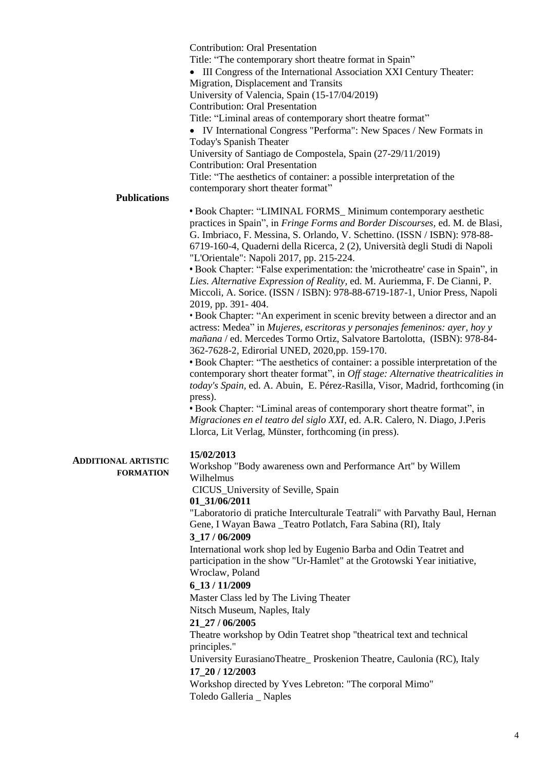Contribution: Oral Presentation
Title: “The contemporary short theatre format in Spain”

- III Congress of the International Association XXI Century Theater: Migration, Displacement and Transits

University of Valencia, Spain (15-17/04/2019)
Contribution: Oral Presentation
Title: “Liminal areas of contemporary short theatre format”

- IV International Congress "Performa": New Spaces / New Formats in Today's Spanish Theater

University of Santiago de Compostela, Spain (27-29/11/2019)
Contribution: Oral Presentation
Title: “The aesthetics of container: a possible interpretation of the contemporary short theater format”

**Publications**

- Book Chapter: “LIMINAL FORMS_ Minimum contemporary aesthetic practices in Spain”, in *Fringe Forms and Border Discourses,* ed. M. de Blasi, G. Imbriaco, F. Messina, S. Orlando, V. Schettino. (ISSN / ISBN): 978-88-6719-160-4, Quaderni della Ricerca, 2 (2), Università degli Studi di Napoli "L'Orientale": Napoli 2017, pp. 215-224.
- Book Chapter: “False experimentation: the 'microtheatre' case in Spain”, in *Lies. Alternative Expression of Reality,* ed. M. Auriemma, F. De Cianni, P. Miccoli, A. Sorice. (ISSN / ISBN): 978-88-6719-187-1, Unior Press, Napoli 2019, pp. 391- 404.
- Book Chapter: “An experiment in scenic brevity between a director and an actress: Medea” in *Mujeres, escritoras y personajes femeninos: ayer, hoy y mañana* / ed. Mercedes Tormo Ortiz, Salvatore Bartolotta, (ISBN): 978-84-362-7628-2, Edirorial UNED, 2020,pp. 159-170.
- Book Chapter: “The aesthetics of container: a possible interpretation of the contemporary short theater format”, in *Off stage: Alternative theatricalities in today's Spain,* ed. A. Abuin, E. Pérez-Rasilla, Visor, Madrid, forthcoming (in press).
- Book Chapter: “Liminal areas of contemporary short theatre format”, in *Migraciones en el teatro del siglo XXI,* ed. A.R. Calero, N. Diago, J.Peris Llorca, Lit Verlag, Münster, forthcoming (in press).

**ADDITIONAL ARTISTIC FORMATION**

**15/02/2013**
Workshop "Body awareness own and Performance Art" by Willem Wilhelmus
CICUS_University of Seville, Spain

**01_31/06/2011**
"Laboratorio di pratiche Interculturale Teatrali" with Parvathy Baul, Hernan Gene, I Wayan Bawa _Teatro Potlatch, Fara Sabina (RI), Italy

**3_17 / 06/2009**
International work shop led by Eugenio Barba and Odin Teatret and participation in the show "Ur-Hamlet" at the Grotowski Year initiative, Wroclaw, Poland

**6_13 / 11/2009**
Master Class led by The Living Theater
Nitsch Museum, Naples, Italy

**21_27 / 06/2005**
Theatre workshop by Odin Teatret shop "theatrical text and technical principles."
University EurasianoTheatre_ Proskenion Theatre, Caulonia (RC), Italy

**17_20 / 12/2003**
Workshop directed by Yves Lebreton: "The corporal Mimo"
Toledo Galleria _ Naples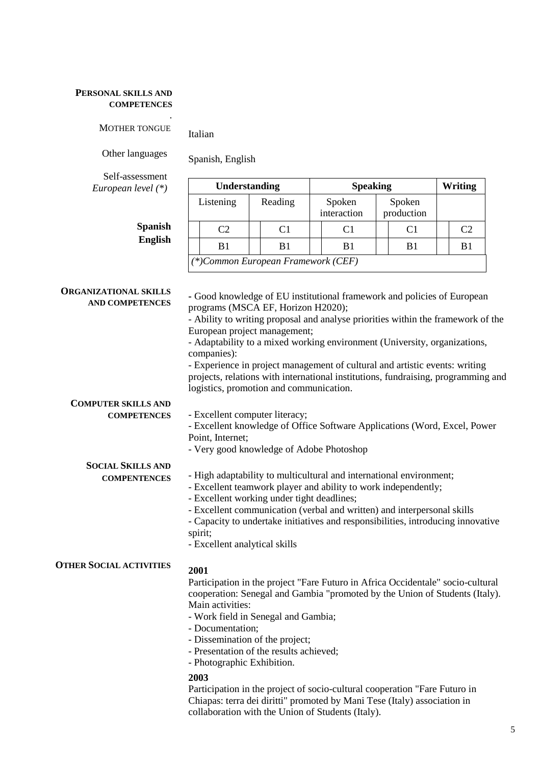## PERSONAL SKILLS AND COMPETENCES

.

**MOTHER TONGUE**

Italian

**Other languages**

Spanish, English

**Self-assessment**
*European level (\*)*

| | Understanding | | Speaking | | Writing |
|---|---|---|---|---|---|
| | Listening | Reading | Spoken interaction | Spoken production | |
| **Spanish** | C2 | C1 | C1 | C1 | C2 |
| **English** | B1 | B1 | B1 | B1 | B1 |

*(\*)Common European Framework (CEF)*

**ORGANIZATIONAL SKILLS AND COMPETENCES**

- Good knowledge of EU institutional framework and policies of European programs (MSCA EF, Horizon H2020);
- Ability to writing proposal and analyse priorities within the framework of the European project management;
- Adaptability to a mixed working environment (University, organizations, companies):
- Experience in project management of cultural and artistic events: writing projects, relations with international institutions, fundraising, programming and logistics, promotion and communication.

**COMPUTER SKILLS AND COMPETENCES**

- Excellent computer literacy;
- Excellent knowledge of Office Software Applications (Word, Excel, Power Point, Internet;
- Very good knowledge of Adobe Photoshop

**SOCIAL SKILLS AND COMPENTENCES**

- High adaptability to multicultural and international environment;
- Excellent teamwork player and ability to work independently;
- Excellent working under tight deadlines;
- Excellent communication (verbal and written) and interpersonal skills
- Capacity to undertake initiatives and responsibilities, introducing innovative spirit;
- Excellent analytical skills

**OTHER SOCIAL ACTIVITIES**

**2001**

Participation in the project "Fare Futuro in Africa Occidentale" socio-cultural cooperation: Senegal and Gambia "promoted by the Union of Students (Italy). Main activities:

- Work field in Senegal and Gambia;
- Documentation;
- Dissemination of the project;
- Presentation of the results achieved;
- Photographic Exhibition.

**2003**

Participation in the project of socio-cultural cooperation "Fare Futuro in Chiapas: terra dei diritti" promoted by Mani Tese (Italy) association in collaboration with the Union of Students (Italy).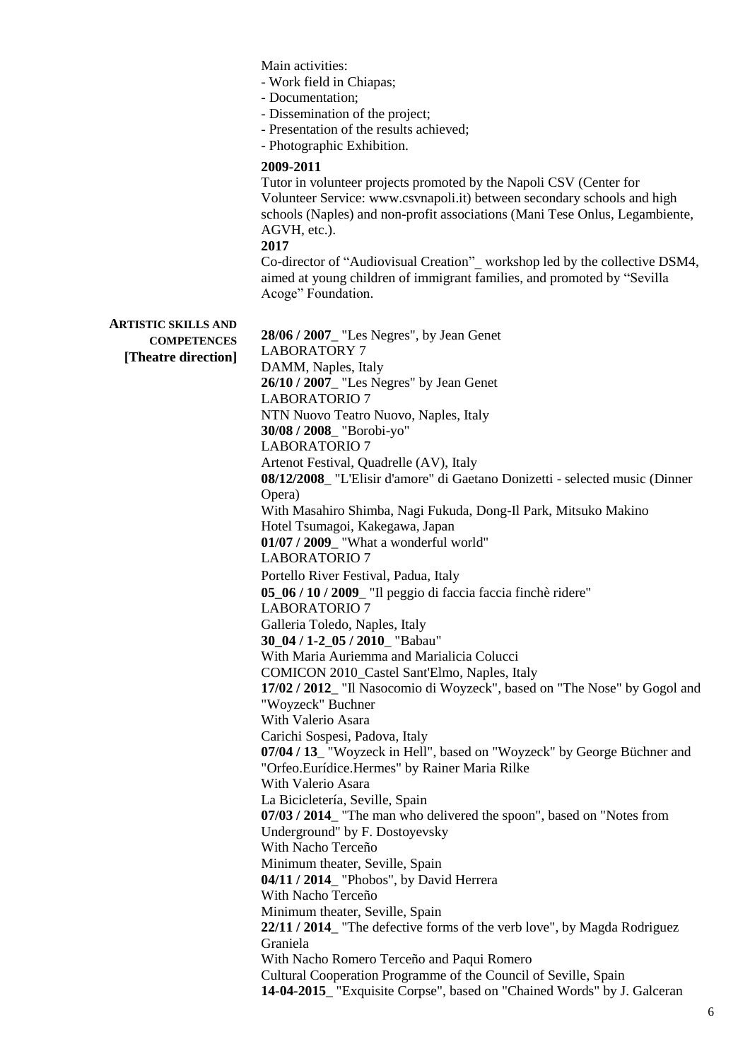Main activities:
- Work field in Chiapas;
- Documentation;
- Dissemination of the project;
- Presentation of the results achieved;
- Photographic Exhibition.

**2009-2011**
Tutor in volunteer projects promoted by the Napoli CSV (Center for Volunteer Service: www.csvnapoli.it) between secondary schools and high schools (Naples) and non-profit associations (Mani Tese Onlus, Legambiente, AGVH, etc.).
**2017**
Co-director of "Audiovisual Creation"_ workshop led by the collective DSM4, aimed at young children of immigrant families, and promoted by "Sevilla Acoge" Foundation.

**ARTISTIC SKILLS AND COMPETENCES [Theatre direction]**

**28/06 / 2007**_ "Les Negres", by Jean Genet
LABORATORY 7
DAMM, Naples, Italy
**26/10 / 2007**_ "Les Negres" by Jean Genet
LABORATORIO 7
NTN Nuovo Teatro Nuovo, Naples, Italy
**30/08 / 2008**_ "Borobi-yo"
LABORATORIO 7
Artenot Festival, Quadrelle (AV), Italy
**08/12/2008**_ "L'Elisir d'amore" di Gaetano Donizetti - selected music (Dinner Opera)
With Masahiro Shimba, Nagi Fukuda, Dong-Il Park, Mitsuko Makino
Hotel Tsumagoi, Kakegawa, Japan
**01/07 / 2009**_ "What a wonderful world"
LABORATORIO 7
Portello River Festival, Padua, Italy
**05_06 / 10 / 2009**_ "Il peggio di faccia faccia finchè ridere"
LABORATORIO 7
Galleria Toledo, Naples, Italy
**30_04 / 1-2_05 / 2010**_ "Babau"
With Maria Auriemma and Marialicia Colucci
COMICON 2010_Castel Sant'Elmo, Naples, Italy
**17/02 / 2012**_ "Il Nasocomio di Woyzeck", based on "The Nose" by Gogol and "Woyzeck" Buchner
With Valerio Asara
Carichi Sospesi, Padova, Italy
**07/04 / 13**_ "Woyzeck in Hell", based on "Woyzeck" by George Büchner and "Orfeo.Eurídice.Hermes" by Rainer Maria Rilke
With Valerio Asara
La Bicicletería, Seville, Spain
**07/03 / 2014**_ "The man who delivered the spoon", based on "Notes from Underground" by F. Dostoyevsky
With Nacho Terceño
Minimum theater, Seville, Spain
**04/11 / 2014**_ "Phobos", by David Herrera
With Nacho Terceño
Minimum theater, Seville, Spain
**22/11 / 2014**_ "The defective forms of the verb love", by Magda Rodriguez Graniela
With Nacho Romero Terceño and Paqui Romero
Cultural Cooperation Programme of the Council of Seville, Spain
**14-04-2015**_ "Exquisite Corpse", based on "Chained Words" by J. Galceran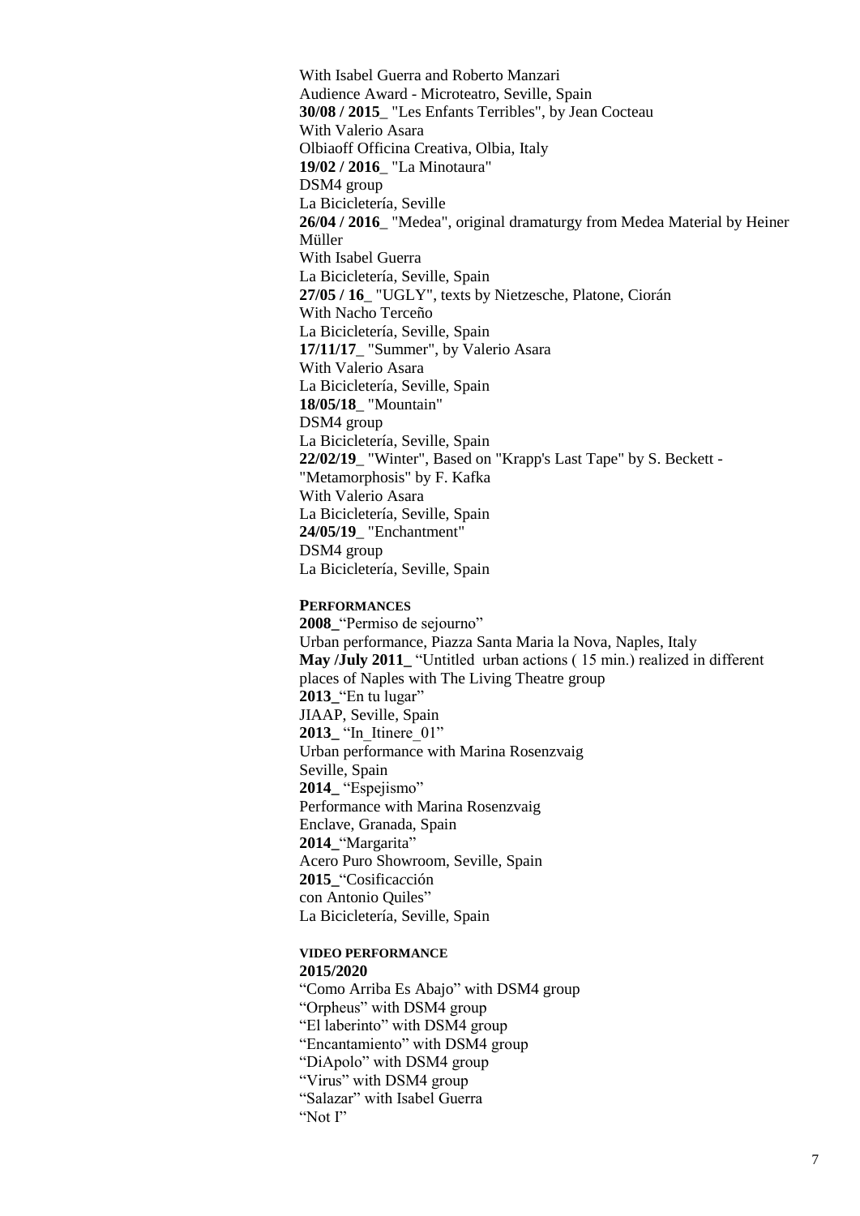With Isabel Guerra and Roberto Manzari
Audience Award - Microteatro, Seville, Spain
**30/08 / 2015_** "Les Enfants Terribles", by Jean Cocteau
With Valerio Asara
Olbiaoff Officina Creativa, Olbia, Italy
**19/02 / 2016_** "La Minotaura"
DSM4 group
La Bicicletería, Seville
**26/04 / 2016_** "Medea", original dramaturgy from Medea Material by Heiner Müller
With Isabel Guerra
La Bicicletería, Seville, Spain
**27/05 / 16_** "UGLY", texts by Nietzesche, Platone, Ciorán
With Nacho Terceño
La Bicicletería, Seville, Spain
**17/11/17_** "Summer", by Valerio Asara
With Valerio Asara
La Bicicletería, Seville, Spain
**18/05/18_** "Mountain"
DSM4 group
La Bicicletería, Seville, Spain
**22/02/19_** "Winter", Based on "Krapp's Last Tape" by S. Beckett - "Metamorphosis" by F. Kafka
With Valerio Asara
La Bicicletería, Seville, Spain
**24/05/19_** "Enchantment"
DSM4 group
La Bicicletería, Seville, Spain

**PERFORMANCES**

**2008_**"Permiso de sejourno"
Urban performance, Piazza Santa Maria la Nova, Naples, Italy
**May /July 2011_** "Untitled urban actions ( 15 min.) realized in different places of Naples with The Living Theatre group
**2013_**"En tu lugar"
JIAAP, Seville, Spain
**2013_** "In_Itinere_01"
Urban performance with Marina Rosenzvaig
Seville, Spain
**2014_** "Espejismo"
Performance with Marina Rosenzvaig
Enclave, Granada, Spain
**2014_**"Margarita"
Acero Puro Showroom, Seville, Spain
**2015_**"Cosificacción
con Antonio Quiles"
La Bicicletería, Seville, Spain

**VIDEO PERFORMANCE**

**2015/2020**
"Como Arriba Es Abajo" with DSM4 group
"Orpheus" with DSM4 group
"El laberinto" with DSM4 group
"Encantamiento" with DSM4 group
"DiApolo" with DSM4 group
"Virus" with DSM4 group
"Salazar" with Isabel Guerra
"Not I"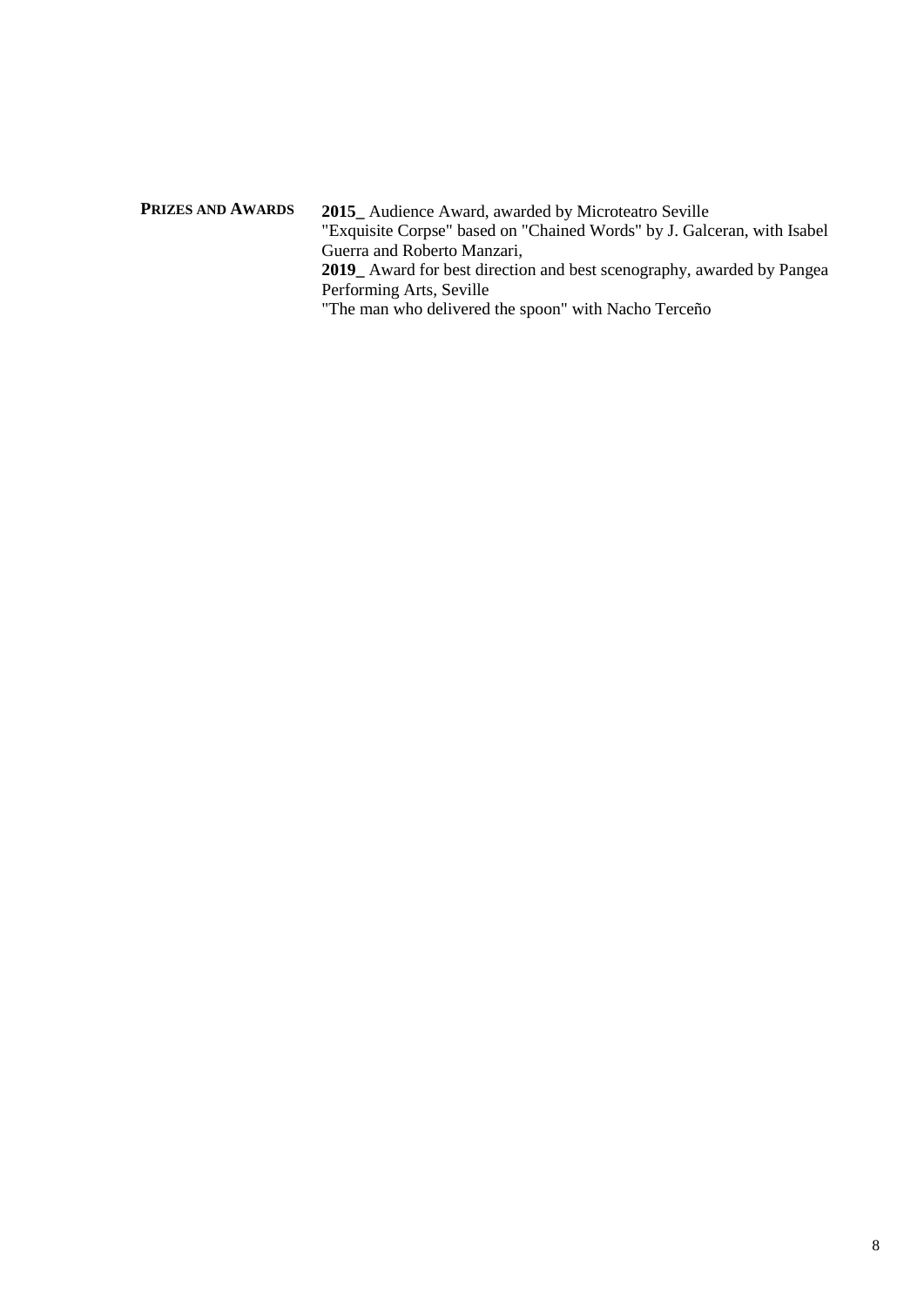**PRIZES AND AWARDS**

**2015_** Audience Award, awarded by Microteatro Seville
"Exquisite Corpse" based on "Chained Words" by J. Galceran, with Isabel Guerra and Roberto Manzari,
**2019_** Award for best direction and best scenography, awarded by Pangea Performing Arts, Seville
"The man who delivered the spoon" with Nacho Terceño